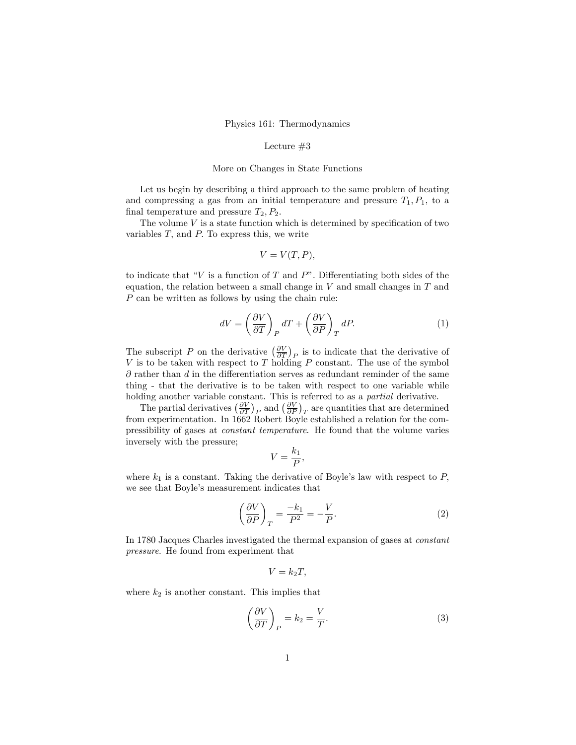Physics 161: Thermodynamics

Lecture #3

More on Changes in State Functions

Let us begin by describing a third approach to the same problem of heating and compressing a gas from an initial temperature and pressure $T_1, P_1$, to a final temperature and pressure $T_2, P_2$.

The volume $V$ is a state function which is determined by specification of two variables $T$, and $P$. To express this, we write

$$V = V(T, P),$$

to indicate that "$V$ is a function of $T$ and $P$". Differentiating both sides of the equation, the relation between a small change in $V$ and small changes in $T$ and $P$ can be written as follows by using the chain rule:

$$dV = \left(\frac{\partial V}{\partial T}\right)_P dT + \left(\frac{\partial V}{\partial P}\right)_T dP. \tag{1}$$

The subscript $P$ on the derivative $\left(\frac{\partial V}{\partial T}\right)_P$ is to indicate that the derivative of $V$ is to be taken with respect to $T$ holding $P$ constant. The use of the symbol $\partial$ rather than $d$ in the differentiation serves as redundant reminder of the same thing - that the derivative is to be taken with respect to one variable while holding another variable constant. This is referred to as a *partial* derivative.

The partial derivatives $\left(\frac{\partial V}{\partial T}\right)_P$ and $\left(\frac{\partial V}{\partial P}\right)_T$ are quantities that are determined from experimentation. In 1662 Robert Boyle established a relation for the compressibility of gases at *constant temperature*. He found that the volume varies inversely with the pressure;

$$V = \frac{k_1}{P},$$

where $k_1$ is a constant. Taking the derivative of Boyle's law with respect to $P$, we see that Boyle's measurement indicates that

$$\left(\frac{\partial V}{\partial P}\right)_T = \frac{-k_1}{P^2} = -\frac{V}{P}. \tag{2}$$

In 1780 Jacques Charles investigated the thermal expansion of gases at *constant pressure*. He found from experiment that

$$V = k_2 T,$$

where $k_2$ is another constant. This implies that

$$\left(\frac{\partial V}{\partial T}\right)_P = k_2 = \frac{V}{T}. \tag{3}$$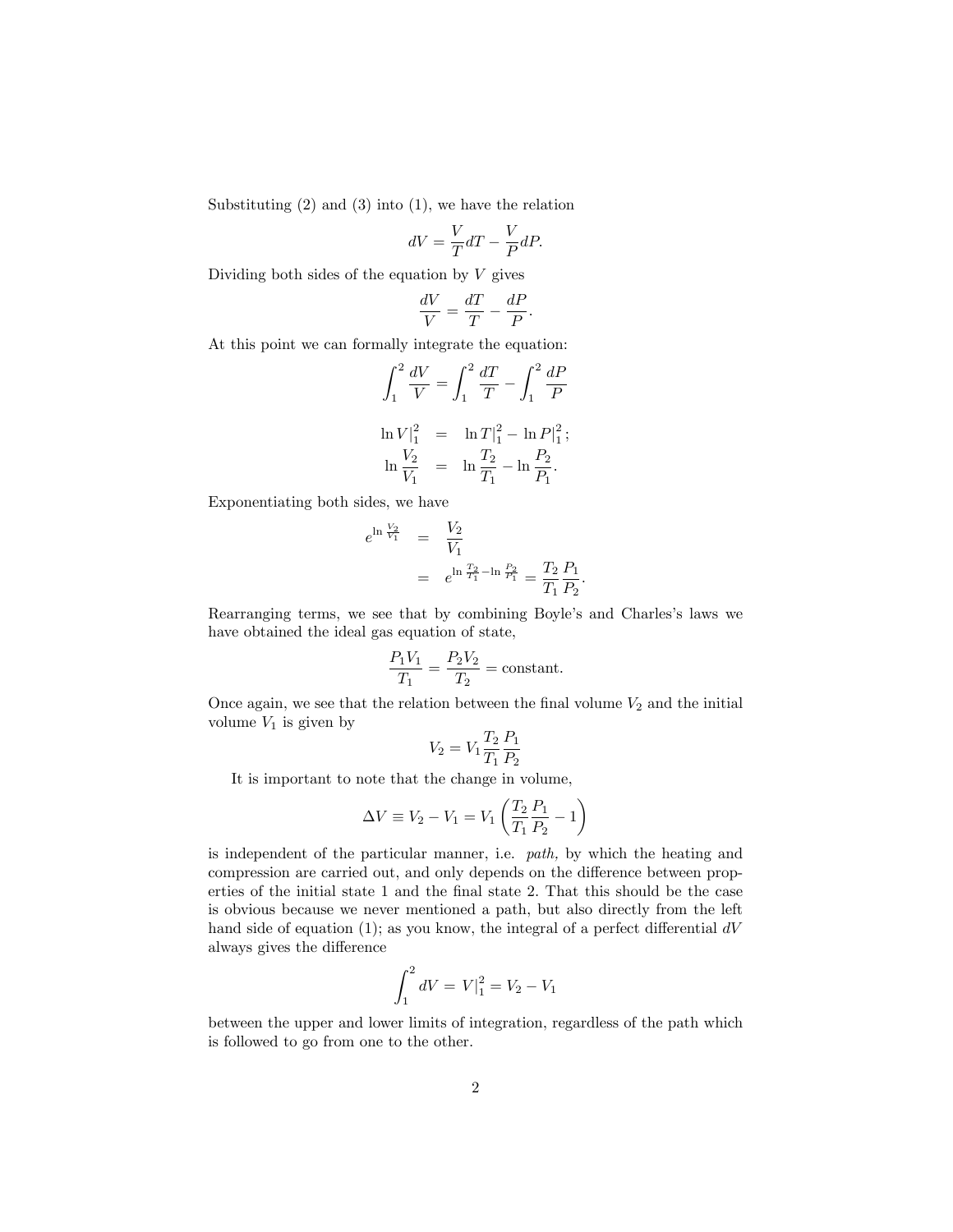Substituting (2) and (3) into (1), we have the relation

$$dV = \frac{V}{T}dT - \frac{V}{P}dP.$$

Dividing both sides of the equation by $V$ gives

$$\frac{dV}{V} = \frac{dT}{T} - \frac{dP}{P}.$$

At this point we can formally integrate the equation:

$$\int_1^2 \frac{dV}{V} = \int_1^2 \frac{dT}{T} - \int_1^2 \frac{dP}{P}$$

$$\begin{aligned}
\ln V|_1^2 &= \ln T|_1^2 - \ln P|_1^2; \\
\ln \frac{V_2}{V_1} &= \ln \frac{T_2}{T_1} - \ln \frac{P_2}{P_1}.
\end{aligned}$$

Exponentiating both sides, we have

$$\begin{aligned}
e^{\ln \frac{V_2}{V_1}} &= \frac{V_2}{V_1} \\
&= e^{\ln \frac{T_2}{T_1} - \ln \frac{P_2}{P_1}} = \frac{T_2}{T_1}\frac{P_1}{P_2}.
\end{aligned}$$

Rearranging terms, we see that by combining Boyle's and Charles's laws we have obtained the ideal gas equation of state,

$$\frac{P_1 V_1}{T_1} = \frac{P_2 V_2}{T_2} = \text{constant}.$$

Once again, we see that the relation between the final volume $V_2$ and the initial volume $V_1$ is given by

$$V_2 = V_1 \frac{T_2}{T_1}\frac{P_1}{P_2}$$

It is important to note that the change in volume,

$$\Delta V \equiv V_2 - V_1 = V_1 \left( \frac{T_2}{T_1}\frac{P_1}{P_2} - 1 \right)$$

is independent of the particular manner, i.e. *path,* by which the heating and compression are carried out, and only depends on the difference between properties of the initial state 1 and the final state 2. That this should be the case is obvious because we never mentioned a path, but also directly from the left hand side of equation (1); as you know, the integral of a perfect differential $dV$ always gives the difference

$$\int_1^2 dV = V|_1^2 = V_2 - V_1$$

between the upper and lower limits of integration, regardless of the path which is followed to go from one to the other.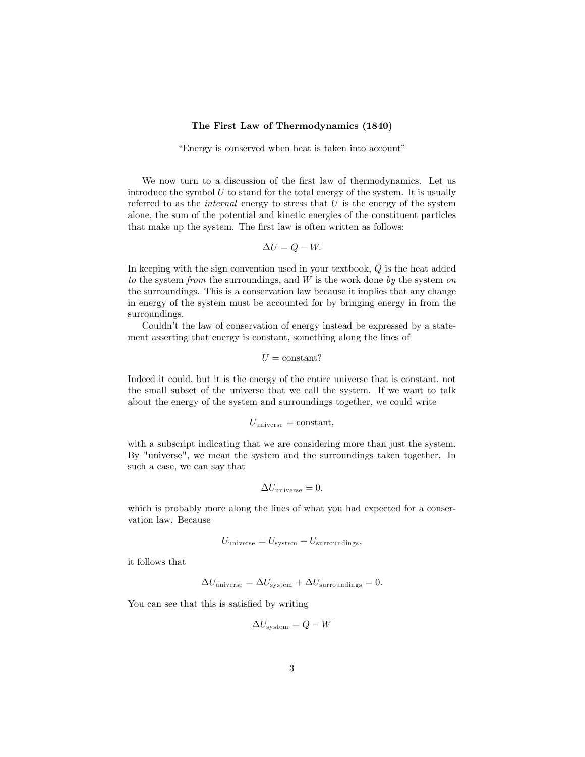**The First Law of Thermodynamics (1840)**

"Energy is conserved when heat is taken into account"

We now turn to a discussion of the first law of thermodynamics. Let us introduce the symbol $U$ to stand for the total energy of the system. It is usually referred to as the *internal* energy to stress that $U$ is the energy of the system alone, the sum of the potential and kinetic energies of the constituent particles that make up the system. The first law is often written as follows:

$$\Delta U = Q - W.$$

In keeping with the sign convention used in your textbook, $Q$ is the heat added *to* the system *from* the surroundings, and $W$ is the work done *by* the system *on* the surroundings. This is a conservation law because it implies that any change in energy of the system must be accounted for by bringing energy in from the surroundings.

Couldn't the law of conservation of energy instead be expressed by a statement asserting that energy is constant, something along the lines of

$$U = \text{constant?}$$

Indeed it could, but it is the energy of the entire universe that is constant, not the small subset of the universe that we call the system. If we want to talk about the energy of the system and surroundings together, we could write

$$U_{\text{universe}} = \text{constant},$$

with a subscript indicating that we are considering more than just the system. By "universe", we mean the system and the surroundings taken together. In such a case, we can say that

$$\Delta U_{\text{universe}} = 0.$$

which is probably more along the lines of what you had expected for a conservation law. Because

$$U_{\text{universe}} = U_{\text{system}} + U_{\text{surroundings}},$$

it follows that

$$\Delta U_{\text{universe}} = \Delta U_{\text{system}} + \Delta U_{\text{surroundings}} = 0.$$

You can see that this is satisfied by writing

$$\Delta U_{\text{system}} = Q - W$$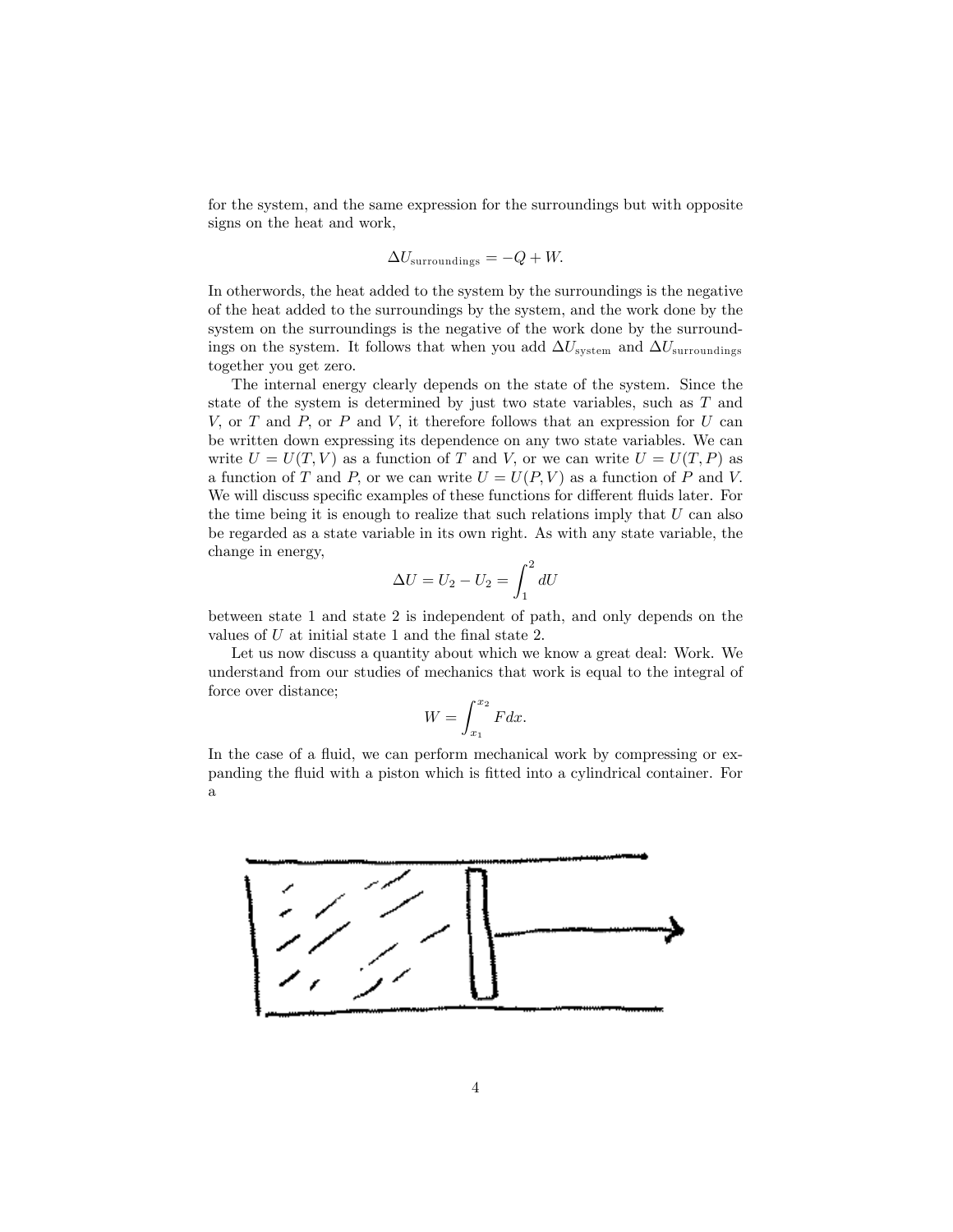for the system, and the same expression for the surroundings but with opposite signs on the heat and work,

$$\Delta U_{\text{surroundings}} = -Q + W.$$

In otherwords, the heat added to the system by the surroundings is the negative of the heat added to the surroundings by the system, and the work done by the system on the surroundings is the negative of the work done by the surroundings on the system. It follows that when you add $\Delta U_{\text{system}}$ and $\Delta U_{\text{surroundings}}$ together you get zero.

The internal energy clearly depends on the state of the system. Since the state of the system is determined by just two state variables, such as $T$ and $V$, or $T$ and $P$, or $P$ and $V$, it therefore follows that an expression for $U$ can be written down expressing its dependence on any two state variables. We can write $U = U(T, V)$ as a function of $T$ and $V$, or we can write $U = U(T, P)$ as a function of $T$ and $P$, or we can write $U = U(P, V)$ as a function of $P$ and $V$. We will discuss specific examples of these functions for different fluids later. For the time being it is enough to realize that such relations imply that $U$ can also be regarded as a state variable in its own right. As with any state variable, the change in energy,

$$\Delta U = U_2 - U_2 = \int_1^2 dU$$

between state 1 and state 2 is independent of path, and only depends on the values of $U$ at initial state 1 and the final state 2.

Let us now discuss a quantity about which we know a great deal: Work. We understand from our studies of mechanics that work is equal to the integral of force over distance;

$$W = \int_{x_1}^{x_2} F dx.$$

In the case of a fluid, we can perform mechanical work by compressing or expanding the fluid with a piston which is fitted into a cylindrical container. For a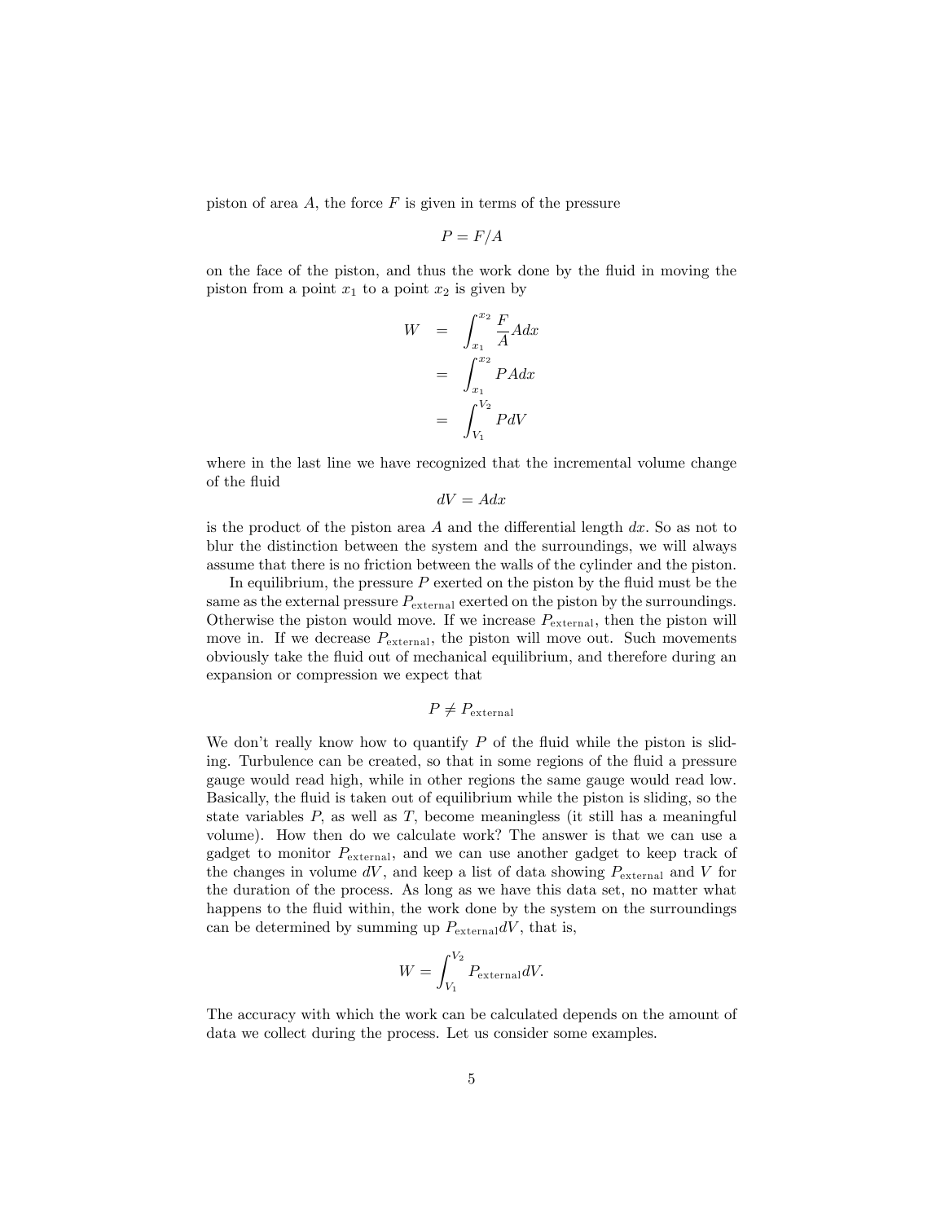piston of area $A$, the force $F$ is given in terms of the pressure

$$P = F/A$$

on the face of the piston, and thus the work done by the fluid in moving the piston from a point $x_1$ to a point $x_2$ is given by

$$\begin{aligned} W &= \int_{x_1}^{x_2} \frac{F}{A} A dx \\ &= \int_{x_1}^{x_2} P A dx \\ &= \int_{V_1}^{V_2} P dV \end{aligned}$$

where in the last line we have recognized that the incremental volume change of the fluid

$$dV = Adx$$

is the product of the piston area $A$ and the differential length $dx$. So as not to blur the distinction between the system and the surroundings, we will always assume that there is no friction between the walls of the cylinder and the piston.

In equilibrium, the pressure $P$ exerted on the piston by the fluid must be the same as the external pressure $P_{\text{external}}$ exerted on the piston by the surroundings. Otherwise the piston would move. If we increase $P_{\text{external}}$, then the piston will move in. If we decrease $P_{\text{external}}$, the piston will move out. Such movements obviously take the fluid out of mechanical equilibrium, and therefore during an expansion or compression we expect that

$$P \neq P_{\text{external}}$$

We don't really know how to quantify $P$ of the fluid while the piston is sliding. Turbulence can be created, so that in some regions of the fluid a pressure gauge would read high, while in other regions the same gauge would read low. Basically, the fluid is taken out of equilibrium while the piston is sliding, so the state variables $P$, as well as $T$, become meaningless (it still has a meaningful volume). How then do we calculate work? The answer is that we can use a gadget to monitor $P_{\text{external}}$, and we can use another gadget to keep track of the changes in volume $dV$, and keep a list of data showing $P_{\text{external}}$ and $V$ for the duration of the process. As long as we have this data set, no matter what happens to the fluid within, the work done by the system on the surroundings can be determined by summing up $P_{\text{external}} dV$, that is,

$$W = \int_{V_1}^{V_2} P_{\text{external}} dV.$$

The accuracy with which the work can be calculated depends on the amount of data we collect during the process. Let us consider some examples.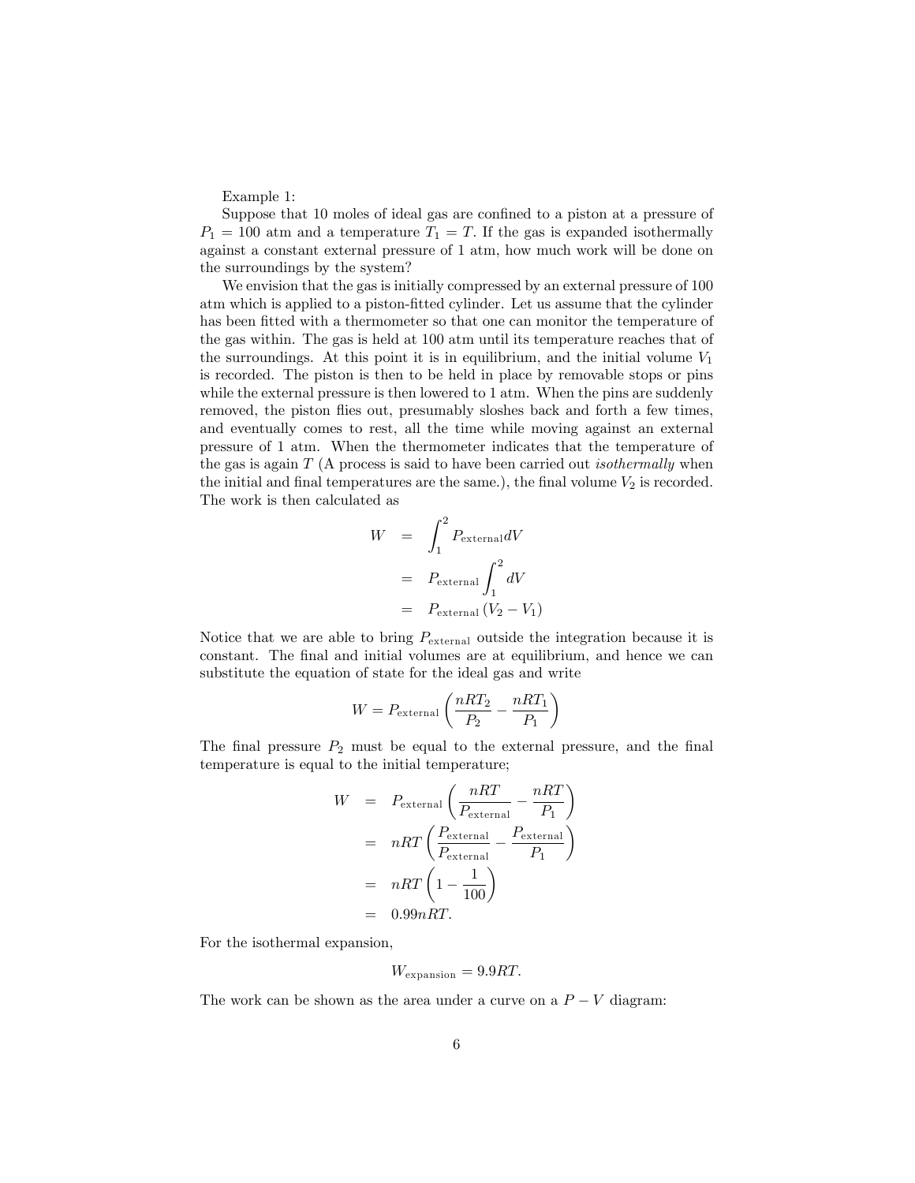Example 1:

Suppose that 10 moles of ideal gas are confined to a piston at a pressure of $P_1 = 100$ atm and a temperature $T_1 = T$. If the gas is expanded isothermally against a constant external pressure of 1 atm, how much work will be done on the surroundings by the system?

We envision that the gas is initially compressed by an external pressure of 100 atm which is applied to a piston-fitted cylinder. Let us assume that the cylinder has been fitted with a thermometer so that one can monitor the temperature of the gas within. The gas is held at 100 atm until its temperature reaches that of the surroundings. At this point it is in equilibrium, and the initial volume $V_1$ is recorded. The piston is then to be held in place by removable stops or pins while the external pressure is then lowered to 1 atm. When the pins are suddenly removed, the piston flies out, presumably sloshes back and forth a few times, and eventually comes to rest, all the time while moving against an external pressure of 1 atm. When the thermometer indicates that the temperature of the gas is again $T$ (A process is said to have been carried out *isothermally* when the initial and final temperatures are the same.), the final volume $V_2$ is recorded. The work is then calculated as

$$
\begin{aligned}
W &= \int_1^2 P_{\text{external}} dV \\
&= P_{\text{external}} \int_1^2 dV \\
&= P_{\text{external}} \left( V_2 - V_1 \right)
\end{aligned}
$$

Notice that we are able to bring $P_{\text{external}}$ outside the integration because it is constant. The final and initial volumes are at equilibrium, and hence we can substitute the equation of state for the ideal gas and write

$$
W = P_{\text{external}} \left( \frac{nRT_2}{P_2} - \frac{nRT_1}{P_1} \right)
$$

The final pressure $P_2$ must be equal to the external pressure, and the final temperature is equal to the initial temperature;

$$
\begin{aligned}
W &= P_{\text{external}} \left( \frac{nRT}{P_{\text{external}}} - \frac{nRT}{P_1} \right) \\
&= nRT \left( \frac{P_{\text{external}}}{P_{\text{external}}} - \frac{P_{\text{external}}}{P_1} \right) \\
&= nRT \left( 1 - \frac{1}{100} \right) \\
&= 0.99 nRT.
\end{aligned}
$$

For the isothermal expansion,

$$
W_{\text{expansion}} = 9.9RT.
$$

The work can be shown as the area under a curve on a $P - V$ diagram: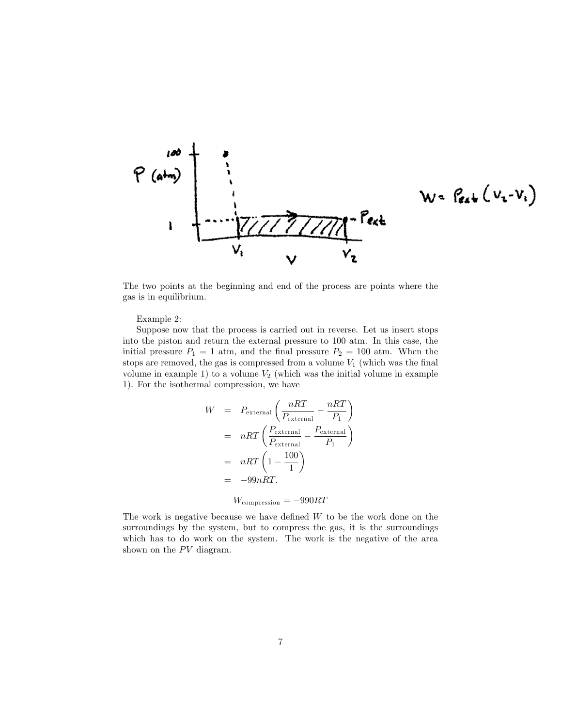The two points at the beginning and end of the process are points where the gas is in equilibrium.

Example 2:

Suppose now that the process is carried out in reverse. Let us insert stops into the piston and return the external pressure to 100 atm. In this case, the initial pressure $P_1 = 1$ atm, and the final pressure $P_2 = 100$ atm. When the stops are removed, the gas is compressed from a volume $V_1$ (which was the final volume in example 1) to a volume $V_2$ (which was the initial volume in example 1). For the isothermal compression, we have

$$
\begin{aligned}
W &= P_{\text{external}} \left( \frac{nRT}{P_{\text{external}}} - \frac{nRT}{P_1} \right) \\
&= nRT \left( \frac{P_{\text{external}}}{P_{\text{external}}} - \frac{P_{\text{external}}}{P_1} \right) \\
&= nRT \left( 1 - \frac{100}{1} \right) \\
&= -99nRT.
\end{aligned}
$$

$$W_{\text{compression}} = -990RT$$

The work is negative because we have defined $W$ to be the work done on the surroundings by the system, but to compress the gas, it is the surroundings which has to do work on the system. The work is the negative of the area shown on the $PV$ diagram.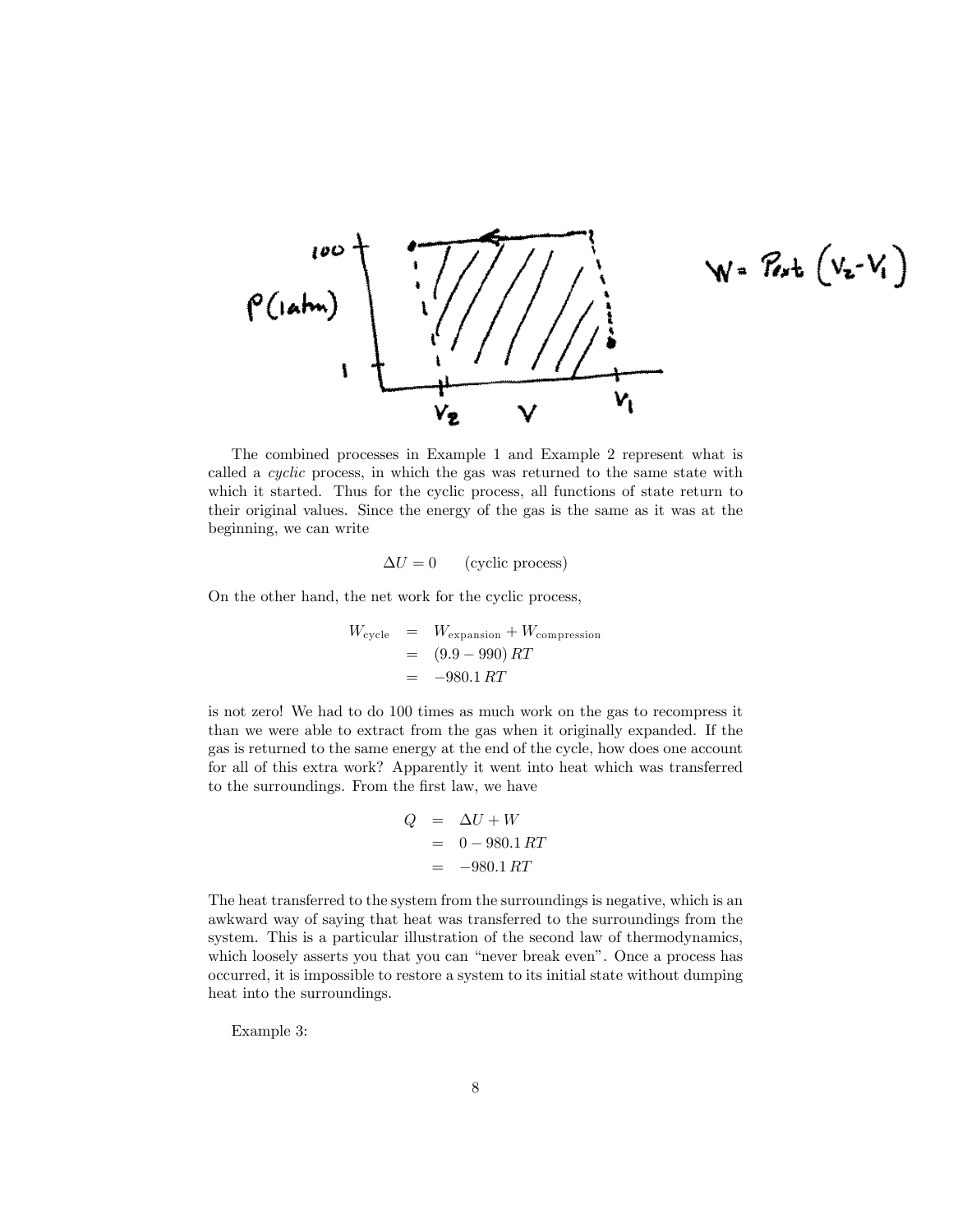The combined processes in Example 1 and Example 2 represent what is called a *cyclic* process, in which the gas was returned to the same state with which it started. Thus for the cyclic process, all functions of state return to their original values. Since the energy of the gas is the same as it was at the beginning, we can write

$$\Delta U = 0 \qquad \text{(cyclic process)}$$

On the other hand, the net work for the cyclic process,

$$\begin{aligned} W_{\text{cycle}} &= W_{\text{expansion}} + W_{\text{compression}} \\ &= (9.9 - 990)\, RT \\ &= -980.1\, RT \end{aligned}$$

is not zero! We had to do 100 times as much work on the gas to recompress it than we were able to extract from the gas when it originally expanded. If the gas is returned to the same energy at the end of the cycle, how does one account for all of this extra work? Apparently it went into heat which was transferred to the surroundings. From the first law, we have

$$\begin{aligned} Q &= \Delta U + W \\ &= 0 - 980.1\, RT \\ &= -980.1\, RT \end{aligned}$$

The heat transferred to the system from the surroundings is negative, which is an awkward way of saying that heat was transferred to the surroundings from the system. This is a particular illustration of the second law of thermodynamics, which loosely asserts you that you can "never break even". Once a process has occurred, it is impossible to restore a system to its initial state without dumping heat into the surroundings.

Example 3: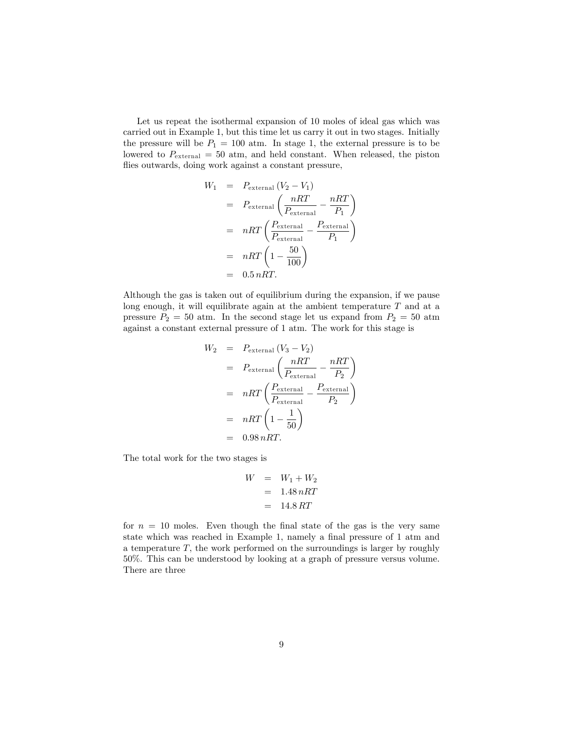Let us repeat the isothermal expansion of 10 moles of ideal gas which was carried out in Example 1, but this time let us carry it out in two stages. Initially the pressure will be $P_1 = 100$ atm. In stage 1, the external pressure is to be lowered to $P_{\text{external}} = 50$ atm, and held constant. When released, the piston flies outwards, doing work against a constant pressure,

$$
\begin{aligned}
W_1 &= P_{\text{external}}\,(V_2 - V_1) \\
&= P_{\text{external}}\left(\frac{nRT}{P_{\text{external}}} - \frac{nRT}{P_1}\right) \\
&= nRT\left(\frac{P_{\text{external}}}{P_{\text{external}}} - \frac{P_{\text{external}}}{P_1}\right) \\
&= nRT\left(1 - \frac{50}{100}\right) \\
&= 0.5\,nRT.
\end{aligned}
$$

Although the gas is taken out of equilibrium during the expansion, if we pause long enough, it will equilibrate again at the ambient temperature $T$ and at a pressure $P_2 = 50$ atm. In the second stage let us expand from $P_2 = 50$ atm against a constant external pressure of 1 atm. The work for this stage is

$$
\begin{aligned}
W_2 &= P_{\text{external}}\,(V_3 - V_2) \\
&= P_{\text{external}}\left(\frac{nRT}{P_{\text{external}}} - \frac{nRT}{P_2}\right) \\
&= nRT\left(\frac{P_{\text{external}}}{P_{\text{external}}} - \frac{P_{\text{external}}}{P_2}\right) \\
&= nRT\left(1 - \frac{1}{50}\right) \\
&= 0.98\,nRT.
\end{aligned}
$$

The total work for the two stages is

$$
\begin{aligned}
W &= W_1 + W_2 \\
&= 1.48\,nRT \\
&= 14.8\,RT
\end{aligned}
$$

for $n = 10$ moles. Even though the final state of the gas is the very same state which was reached in Example 1, namely a final pressure of 1 atm and a temperature $T$, the work performed on the surroundings is larger by roughly 50%. This can be understood by looking at a graph of pressure versus volume. There are three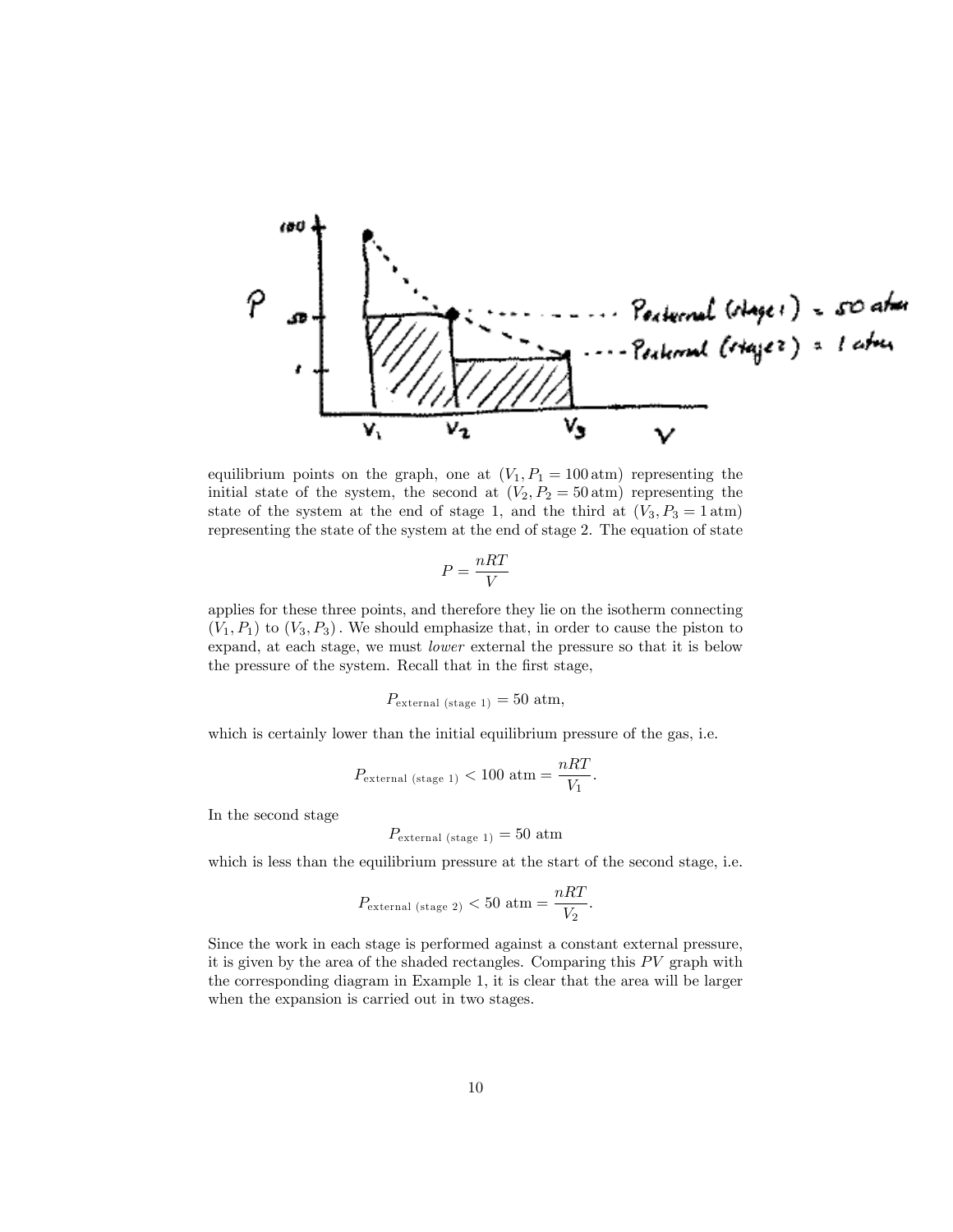equilibrium points on the graph, one at ($V_1, P_1 = 100\,\text{atm}$) representing the initial state of the system, the second at ($V_2, P_2 = 50\,\text{atm}$) representing the state of the system at the end of stage 1, and the third at ($V_3, P_3 = 1\,\text{atm}$) representing the state of the system at the end of stage 2. The equation of state

$$P = \frac{nRT}{V}$$

applies for these three points, and therefore they lie on the isotherm connecting $(V_1, P_1)$ to $(V_3, P_3)$. We should emphasize that, in order to cause the piston to expand, at each stage, we must *lower* external the pressure so that it is below the pressure of the system. Recall that in the first stage,

$$P_{\text{external (stage 1)}} = 50 \text{ atm},$$

which is certainly lower than the initial equilibrium pressure of the gas, i.e.

$$P_{\text{external (stage 1)}} < 100 \text{ atm} = \frac{nRT}{V_1}.$$

In the second stage

$$P_{\text{external (stage 1)}} = 50 \text{ atm}$$

which is less than the equilibrium pressure at the start of the second stage, i.e.

$$P_{\text{external (stage 2)}} < 50 \text{ atm} = \frac{nRT}{V_2}.$$

Since the work in each stage is performed against a constant external pressure, it is given by the area of the shaded rectangles. Comparing this $PV$ graph with the corresponding diagram in Example 1, it is clear that the area will be larger when the expansion is carried out in two stages.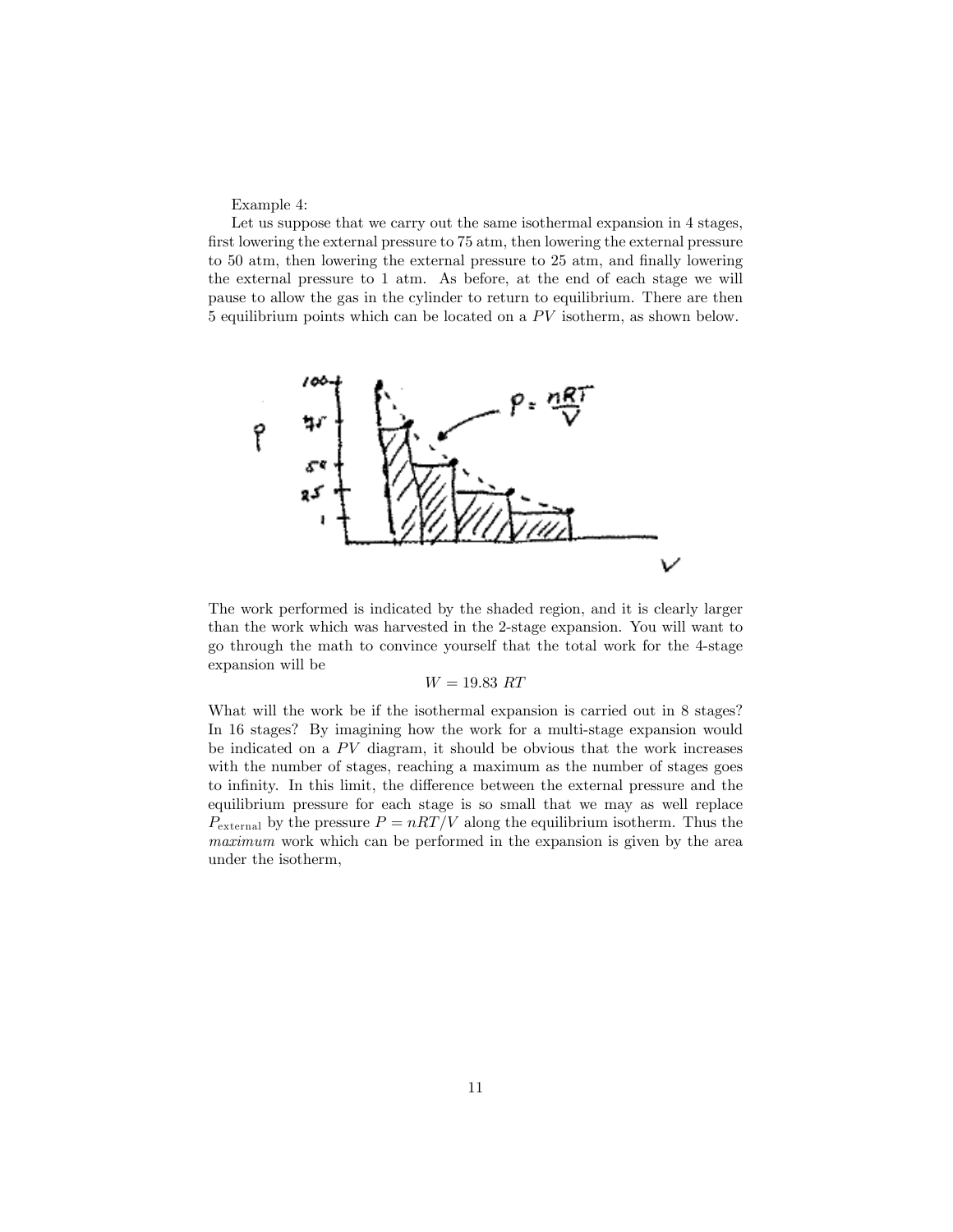Example 4:

Let us suppose that we carry out the same isothermal expansion in 4 stages, first lowering the external pressure to 75 atm, then lowering the external pressure to 50 atm, then lowering the external pressure to 25 atm, and finally lowering the external pressure to 1 atm. As before, at the end of each stage we will pause to allow the gas in the cylinder to return to equilibrium. There are then 5 equilibrium points which can be located on a $PV$ isotherm, as shown below.

The work performed is indicated by the shaded region, and it is clearly larger than the work which was harvested in the 2-stage expansion. You will want to go through the math to convince yourself that the total work for the 4-stage expansion will be

$$W = 19.83\ RT$$

What will the work be if the isothermal expansion is carried out in 8 stages? In 16 stages? By imagining how the work for a multi-stage expansion would be indicated on a $PV$ diagram, it should be obvious that the work increases with the number of stages, reaching a maximum as the number of stages goes to infinity. In this limit, the difference between the external pressure and the equilibrium pressure for each stage is so small that we may as well replace $P_{\text{external}}$ by the pressure $P = nRT/V$ along the equilibrium isotherm. Thus the *maximum* work which can be performed in the expansion is given by the area under the isotherm,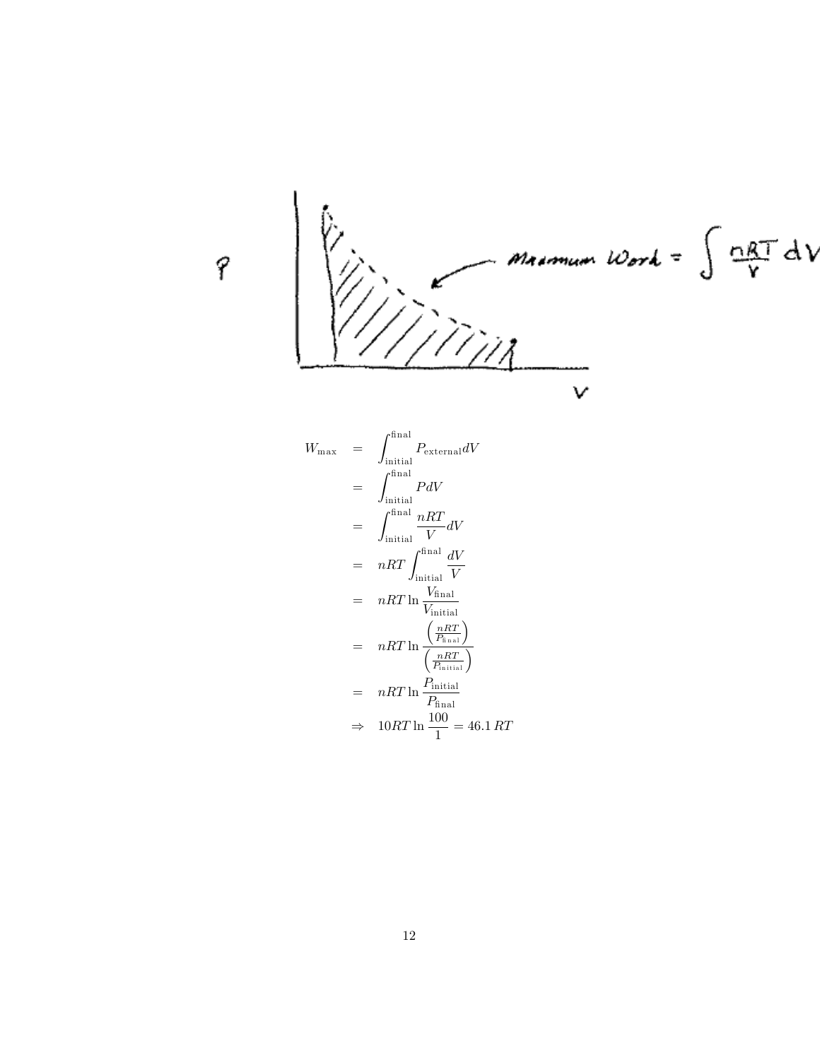$$
\begin{aligned}
W_{\max} &= \int_{\text{initial}}^{\text{final}} P_{\text{external}} dV \\
&= \int_{\text{initial}}^{\text{final}} P dV \\
&= \int_{\text{initial}}^{\text{final}} \frac{nRT}{V} dV \\
&= nRT \int_{\text{initial}}^{\text{final}} \frac{dV}{V} \\
&= nRT \ln \frac{V_{\text{final}}}{V_{\text{initial}}} \\
&= nRT \ln \frac{\left(\frac{nRT}{P_{\text{final}}}\right)}{\left(\frac{nRT}{P_{\text{initial}}}\right)} \\
&= nRT \ln \frac{P_{\text{initial}}}{P_{\text{final}}} \\
&\Rightarrow \; 10RT \ln \frac{100}{1} = 46.1\, RT
\end{aligned}
$$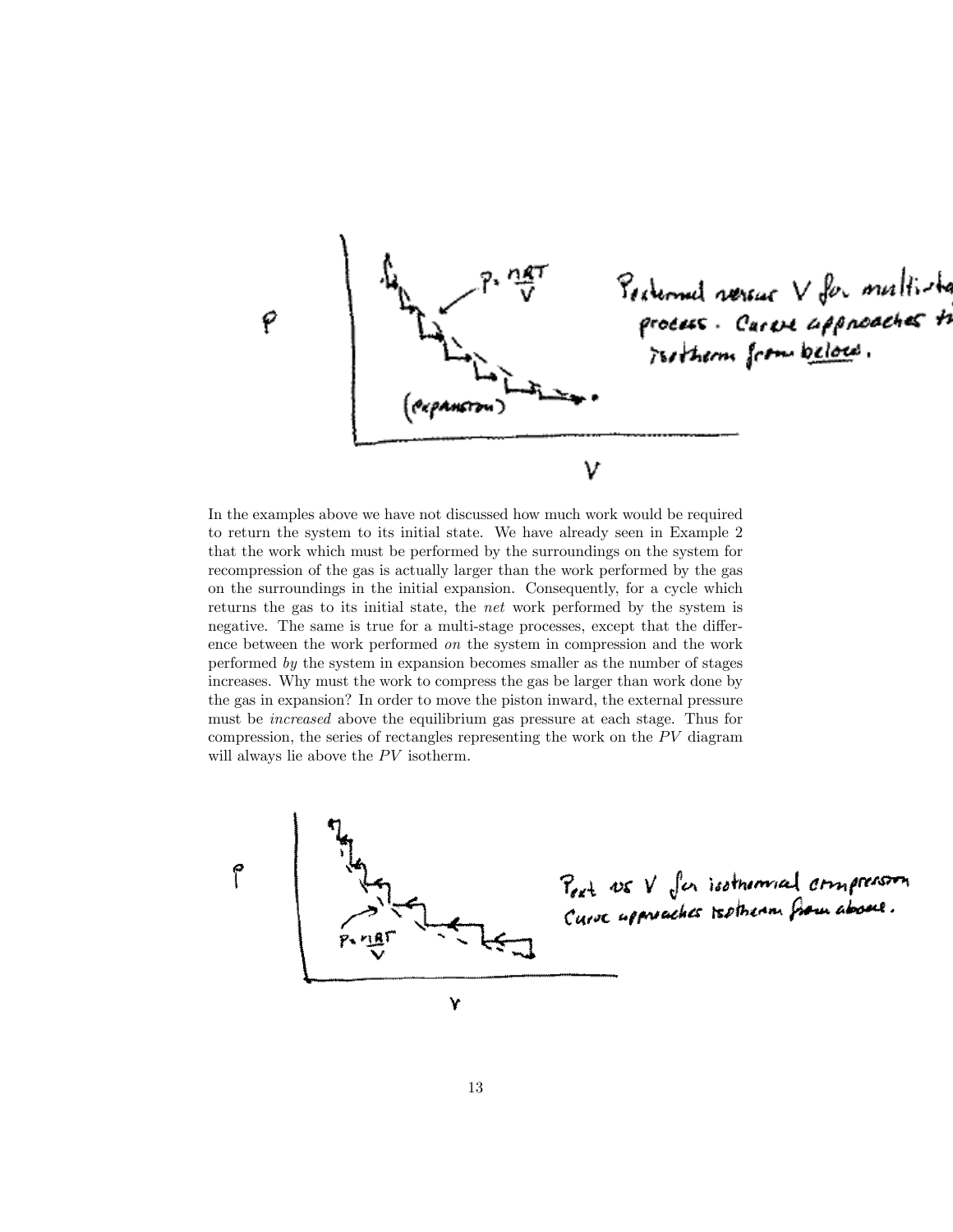In the examples above we have not discussed how much work would be required to return the system to its initial state. We have already seen in Example 2 that the work which must be performed by the surroundings on the system for recompression of the gas is actually larger than the work performed by the gas on the surroundings in the initial expansion. Consequently, for a cycle which returns the gas to its initial state, the *net* work performed by the system is negative. The same is true for a multi-stage processes, except that the difference between the work performed *on* the system in compression and the work performed *by* the system in expansion becomes smaller as the number of stages increases. Why must the work to compress the gas be larger than work done by the gas in expansion? In order to move the piston inward, the external pressure must be *increased* above the equilibrium gas pressure at each stage. Thus for compression, the series of rectangles representing the work on the $PV$ diagram will always lie above the $PV$ isotherm.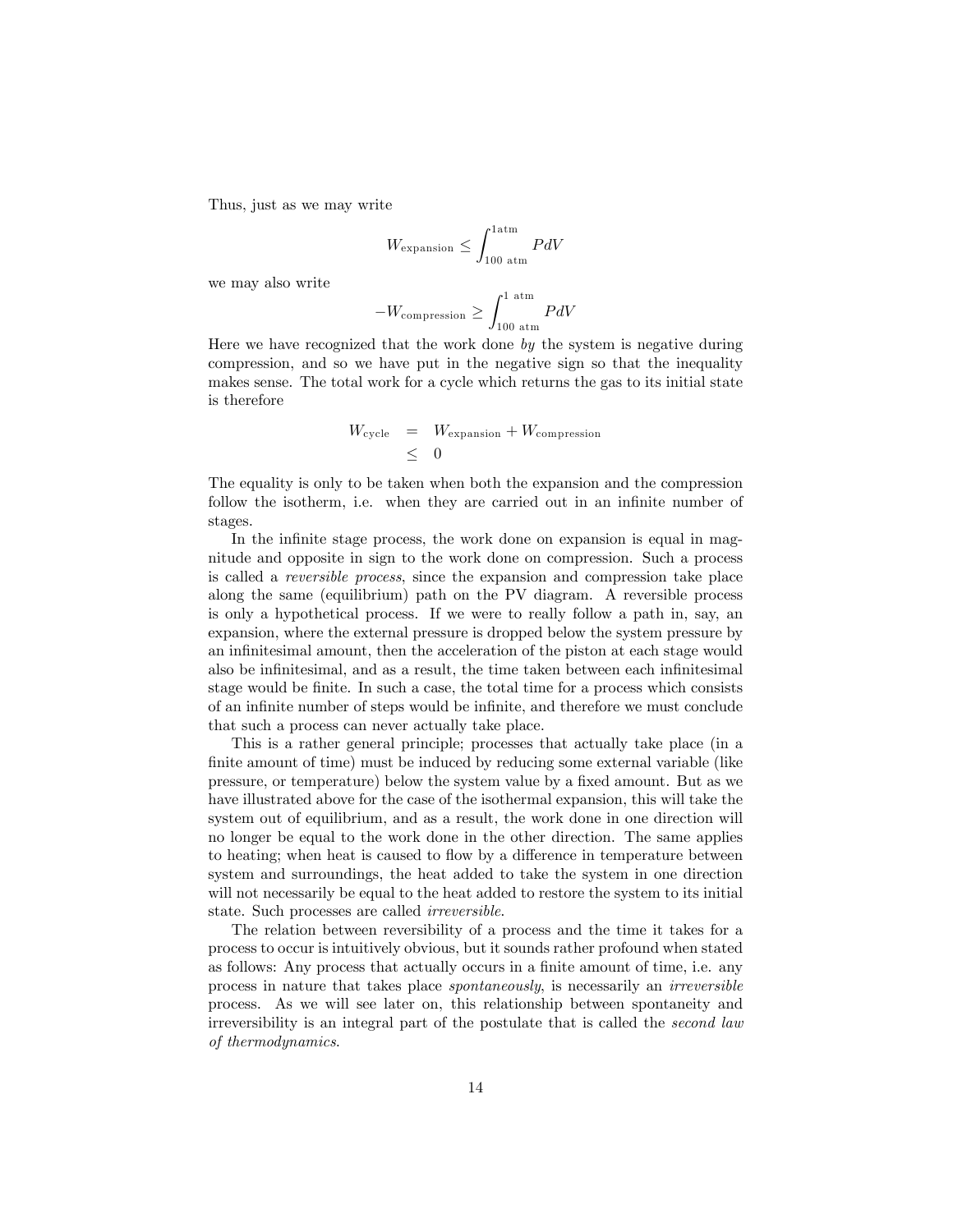Thus, just as we may write

$$W_{\text{expansion}} \leq \int_{100\ \text{atm}}^{1\text{atm}} PdV$$

we may also write

$$-W_{\text{compression}} \geq \int_{100\ \text{atm}}^{1\ \text{atm}} PdV$$

Here we have recognized that the work done *by* the system is negative during compression, and so we have put in the negative sign so that the inequality makes sense. The total work for a cycle which returns the gas to its initial state is therefore

$$\begin{aligned} W_{\text{cycle}} &= W_{\text{expansion}} + W_{\text{compression}} \\ &\leq 0 \end{aligned}$$

The equality is only to be taken when both the expansion and the compression follow the isotherm, i.e. when they are carried out in an infinite number of stages.

In the infinite stage process, the work done on expansion is equal in magnitude and opposite in sign to the work done on compression. Such a process is called a *reversible process*, since the expansion and compression take place along the same (equilibrium) path on the PV diagram. A reversible process is only a hypothetical process. If we were to really follow a path in, say, an expansion, where the external pressure is dropped below the system pressure by an infinitesimal amount, then the acceleration of the piston at each stage would also be infinitesimal, and as a result, the time taken between each infinitesimal stage would be finite. In such a case, the total time for a process which consists of an infinite number of steps would be infinite, and therefore we must conclude that such a process can never actually take place.

This is a rather general principle; processes that actually take place (in a finite amount of time) must be induced by reducing some external variable (like pressure, or temperature) below the system value by a fixed amount. But as we have illustrated above for the case of the isothermal expansion, this will take the system out of equilibrium, and as a result, the work done in one direction will no longer be equal to the work done in the other direction. The same applies to heating; when heat is caused to flow by a difference in temperature between system and surroundings, the heat added to take the system in one direction will not necessarily be equal to the heat added to restore the system to its initial state. Such processes are called *irreversible.*

The relation between reversibility of a process and the time it takes for a process to occur is intuitively obvious, but it sounds rather profound when stated as follows: Any process that actually occurs in a finite amount of time, i.e. any process in nature that takes place *spontaneously*, is necessarily an *irreversible* process. As we will see later on, this relationship between spontaneity and irreversibility is an integral part of the postulate that is called the *second law of thermodynamics*.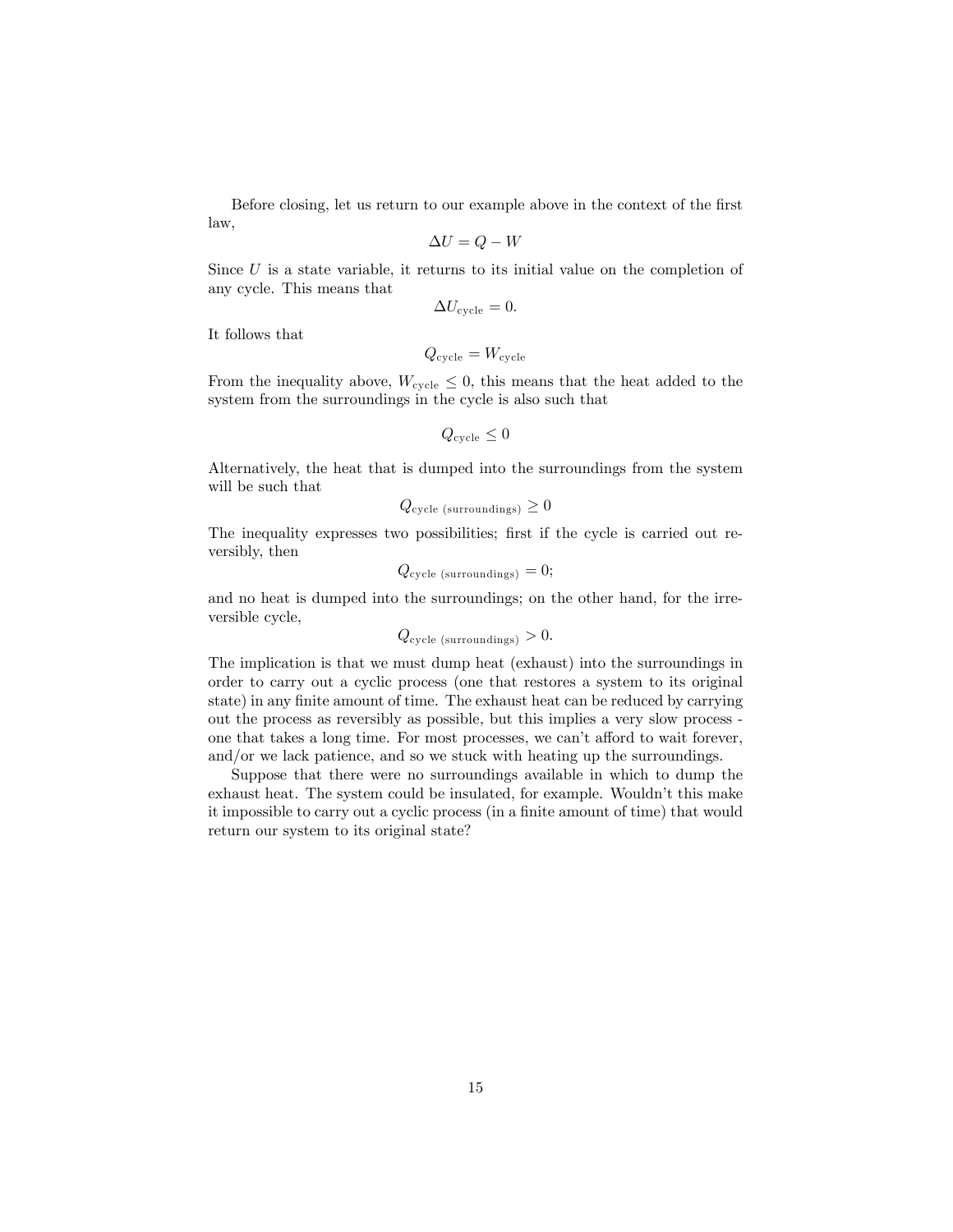Before closing, let us return to our example above in the context of the first law,

$$\Delta U = Q - W$$

Since $U$ is a state variable, it returns to its initial value on the completion of any cycle. This means that

$$\Delta U_{\text{cycle}} = 0.$$

It follows that

$$Q_{\text{cycle}} = W_{\text{cycle}}$$

From the inequality above, $W_{\text{cycle}} \leq 0$, this means that the heat added to the system from the surroundings in the cycle is also such that

$$Q_{\text{cycle}} \leq 0$$

Alternatively, the heat that is dumped into the surroundings from the system will be such that

$$Q_{\text{cycle (surroundings)}} \geq 0$$

The inequality expresses two possibilities; first if the cycle is carried out reversibly, then

$$Q_{\text{cycle (surroundings)}} = 0;$$

and no heat is dumped into the surroundings; on the other hand, for the irreversible cycle,

$$Q_{\text{cycle (surroundings)}} > 0.$$

The implication is that we must dump heat (exhaust) into the surroundings in order to carry out a cyclic process (one that restores a system to its original state) in any finite amount of time. The exhaust heat can be reduced by carrying out the process as reversibly as possible, but this implies a very slow process - one that takes a long time. For most processes, we can't afford to wait forever, and/or we lack patience, and so we stuck with heating up the surroundings.

Suppose that there were no surroundings available in which to dump the exhaust heat. The system could be insulated, for example. Wouldn't this make it impossible to carry out a cyclic process (in a finite amount of time) that would return our system to its original state?